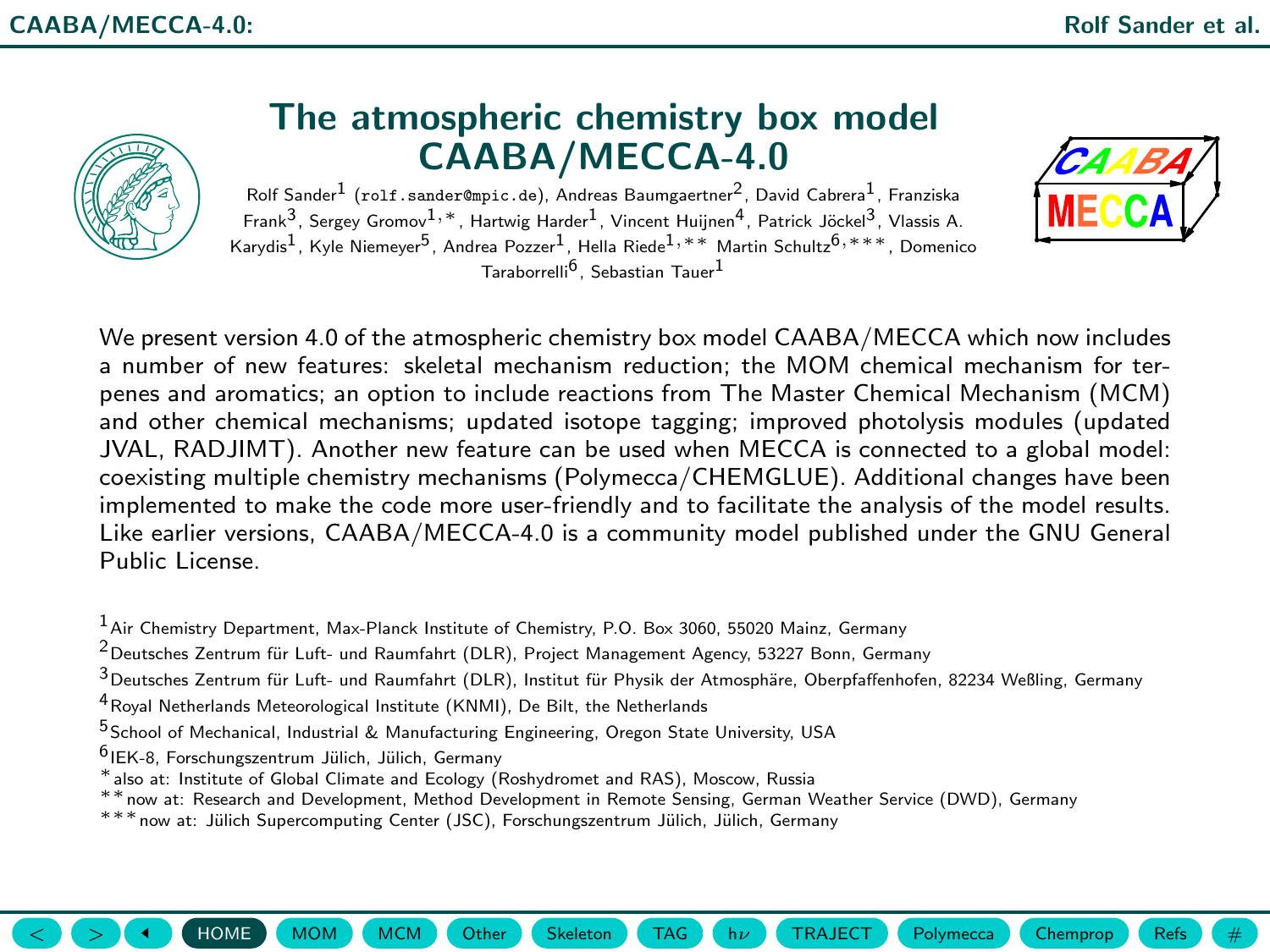# The atmospheric chemistry box model CAABA/MECCA-4.0

Rolf Sander[1] (rolf.sander@mpic.de), Andreas Baumgaertner[2], David Cabrera[1], Franziska Frank[3], Sergey Gromov[1,*], Hartwig Harder[1], Vincent Huijnen[4], Patrick Jöckel[3], Vlassis A. Karydis[1], Kyle Niemeyer[5], Andrea Pozzer[1], Hella Riede[1,**] Martin Schultz[6,***], Domenico Taraborrelli[6], Sebastian Tauer[1]

We present version 4.0 of the atmospheric chemistry box model CAABA/MECCA which now includes a number of new features: skeletal mechanism reduction; the MOM chemical mechanism for terpenes and aromatics; an option to include reactions from The Master Chemical Mechanism (MCM) and other chemical mechanisms; updated isotope tagging; improved photolysis modules (updated JVAL, RADJIMT). Another new feature can be used when MECCA is connected to a global model: coexisting multiple chemistry mechanisms (Polymecca/CHEMGLUE). Additional changes have been implemented to make the code more user-friendly and to facilitate the analysis of the model results. Like earlier versions, CAABA/MECCA-4.0 is a community model published under the GNU General Public License.

[1] Air Chemistry Department, Max-Planck Institute of Chemistry, P.O. Box 3060, 55020 Mainz, Germany
[2] Deutsches Zentrum für Luft- und Raumfahrt (DLR), Project Management Agency, 53227 Bonn, Germany
[3] Deutsches Zentrum für Luft- und Raumfahrt (DLR), Institut für Physik der Atmosphäre, Oberpfaffenhofen, 82234 Weßling, Germany
[4] Royal Netherlands Meteorological Institute (KNMI), De Bilt, the Netherlands
[5] School of Mechanical, Industrial & Manufacturing Engineering, Oregon State University, USA
[6] IEK-8, Forschungszentrum Jülich, Jülich, Germany
[*] also at: Institute of Global Climate and Ecology (Roshydromet and RAS), Moscow, Russia
[**] now at: Research and Development, Method Development in Remote Sensing, German Weather Service (DWD), Germany
[***] now at: Jülich Supercomputing Center (JSC), Forschungszentrum Jülich, Jülich, Germany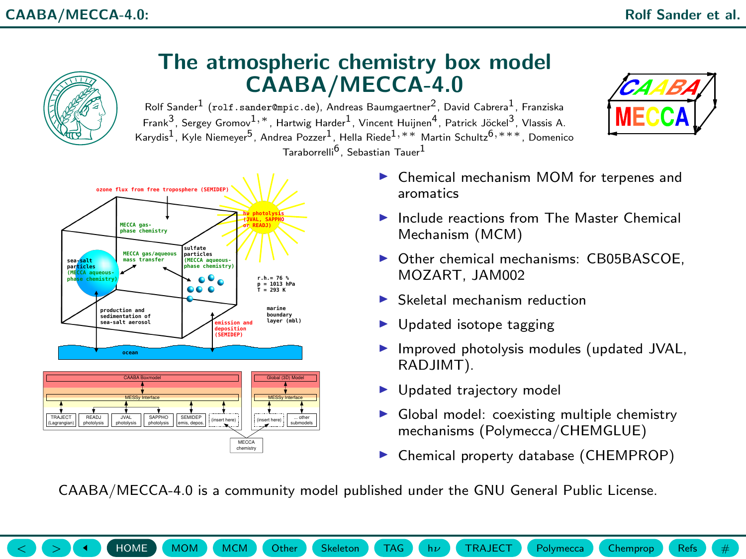# The atmospheric chemistry box model CAABA/MECCA-4.0

Rolf Sander[1] (rolf.sander@mpic.de), Andreas Baumgaertner[2], David Cabrera[1], Franziska Frank[3], Sergey Gromov[1,*], Hartwig Harder[1], Vincent Huijnen[4], Patrick Jöckel[3], Vlassis A. Karydis[1], Kyle Niemeyer[5], Andrea Pozzer[1], Hella Riede[1,**] Martin Schultz[6,***], Domenico Taraborrelli[6], Sebastian Tauer[1]

- Chemical mechanism MOM for terpenes and aromatics
- Include reactions from The Master Chemical Mechanism (MCM)
- Other chemical mechanisms: CB05BASCOE, MOZART, JAM002
- Skeletal mechanism reduction
- Updated isotope tagging
- Improved photolysis modules (updated JVAL, RADJIMT).
- Updated trajectory model
- Global model: coexisting multiple chemistry mechanisms (Polymecca/CHEMGLUE)
- Chemical property database (CHEMPROP)

CAABA/MECCA-4.0 is a community model published under the GNU General Public License.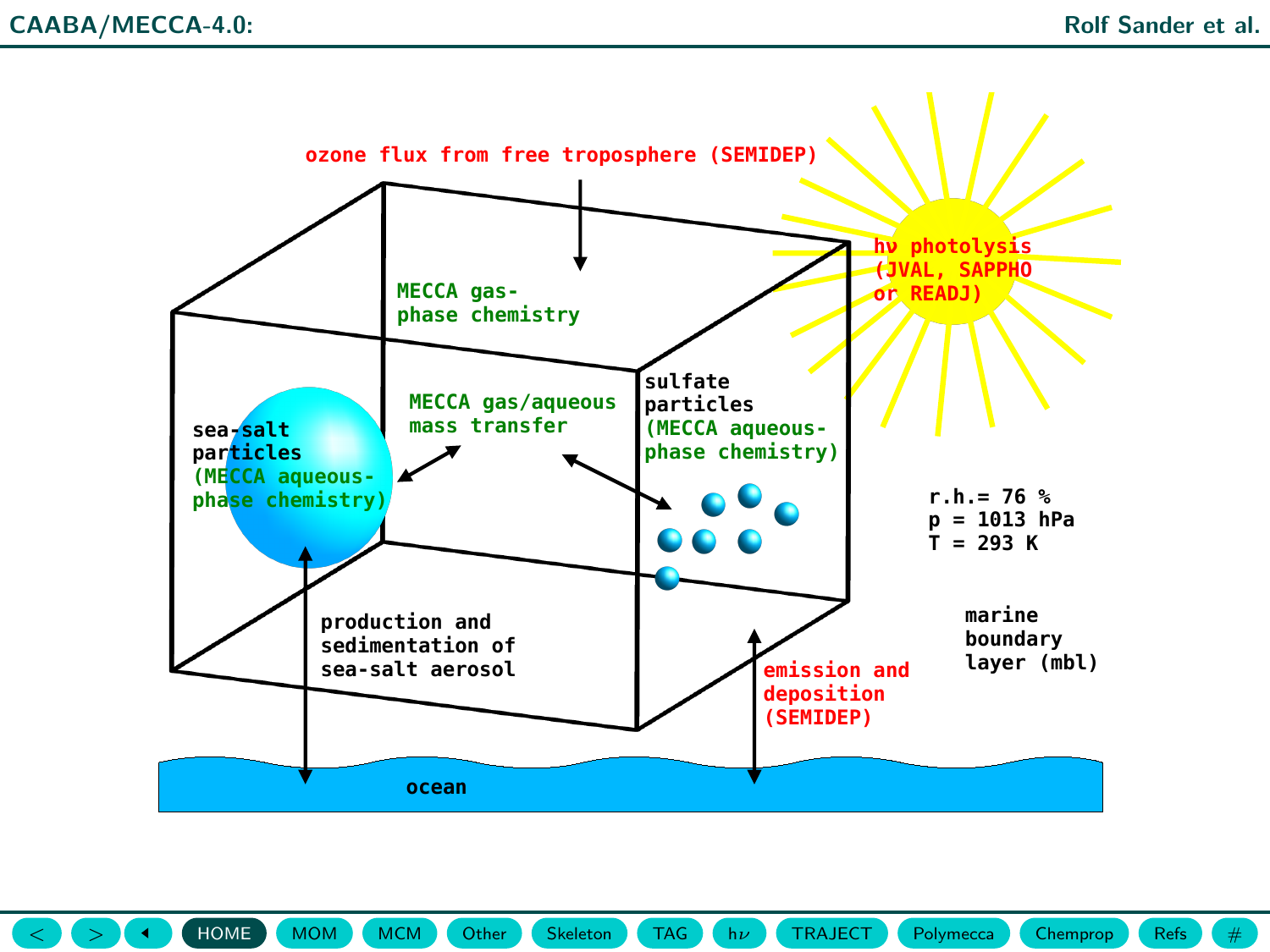ozone flux from free troposphere (SEMIDEP)

MECCA gas-phase chemistry

$h\nu$ photolysis (JVAL, SAPPHO or READJ)

sea-salt particles (MECCA aqueous-phase chemistry)

MECCA gas/aqueous mass transfer

sulfate particles (MECCA aqueous-phase chemistry)

r.h.= 76 %
p = 1013 hPa
T = 293 K

production and sedimentation of sea-salt aerosol

marine boundary layer (mbl)

emission and deposition (SEMIDEP)

ocean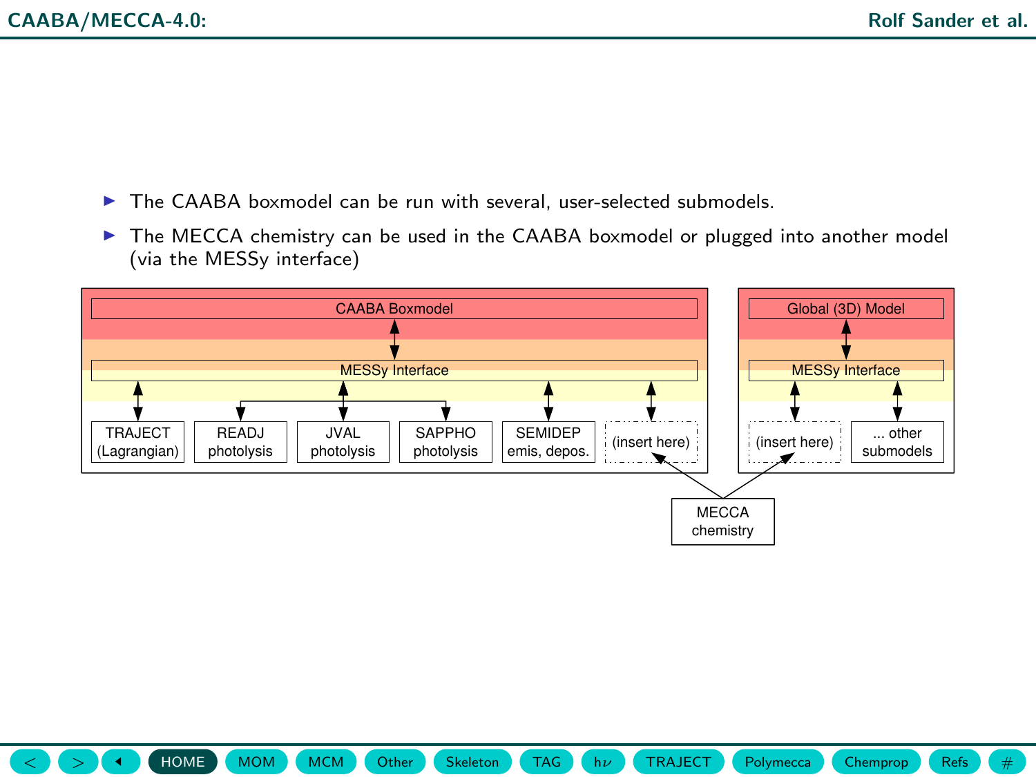- The CAABA boxmodel can be run with several, user-selected submodels.
- The MECCA chemistry can be used in the CAABA boxmodel or plugged into another model (via the MESSy interface)

CAABA Boxmodel

MESSy Interface

TRAJECT (Lagrangian) | READJ photolysis | JVAL photolysis | SAPPHO photolysis | SEMIDEP emis, depos. | (insert here)

Global (3D) Model

MESSy Interface

(insert here) | ... other submodels

MECCA chemistry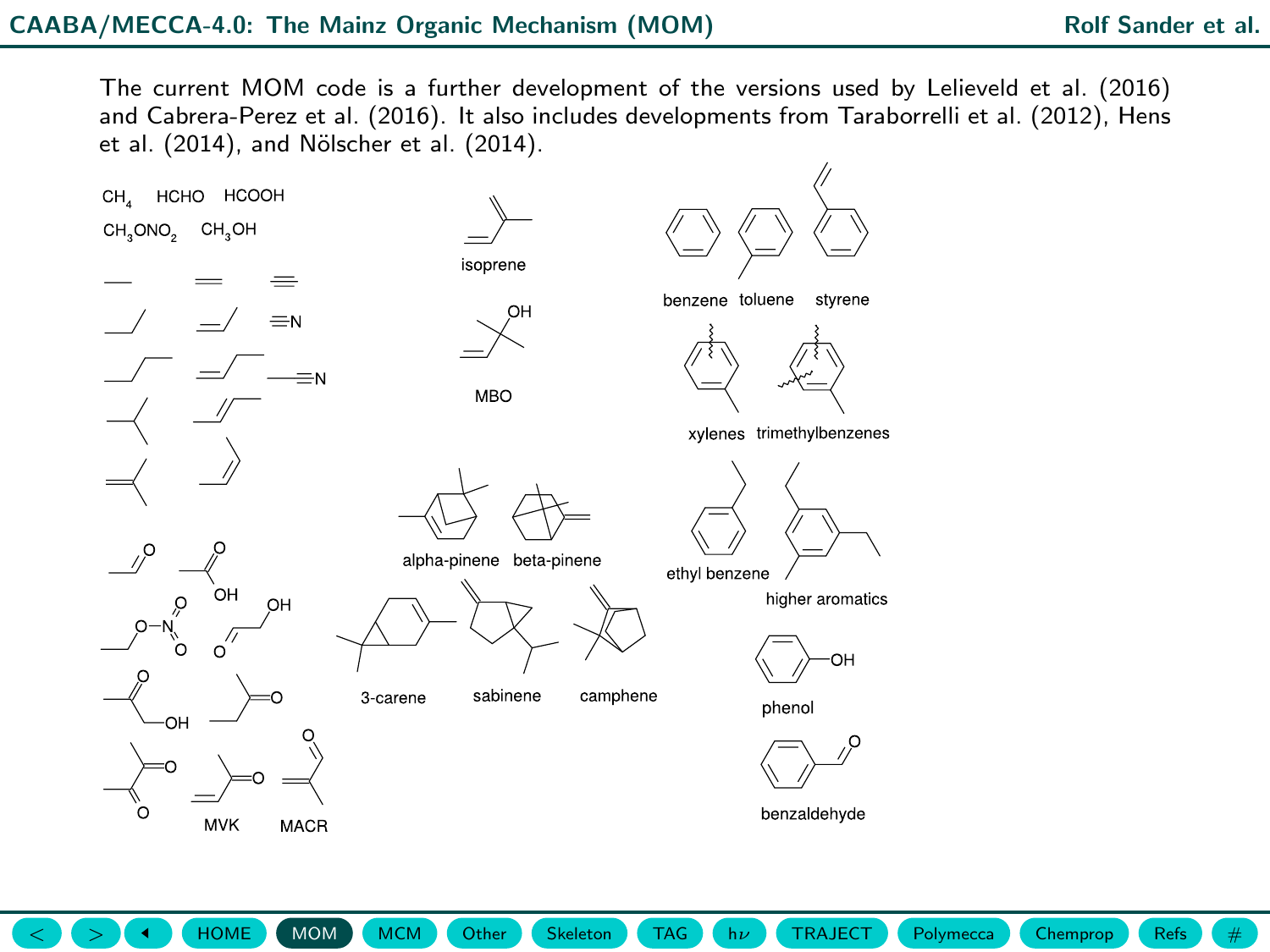The current MOM code is a further development of the versions used by Lelieveld et al. (2016) and Cabrera-Perez et al. (2016). It also includes developments from Taraborrelli et al. (2012), Hens et al. (2014), and Nölscher et al. (2014).

$CH_4$ HCHO HCOOH

$CH_3ONO_2$ $CH_3OH$

isoprene

MBO

alpha-pinene beta-pinene

3-carene sabinene camphene

MVK MACR

benzene toluene styrene

xylenes trimethylbenzenes

ethyl benzene

higher aromatics

phenol

benzaldehyde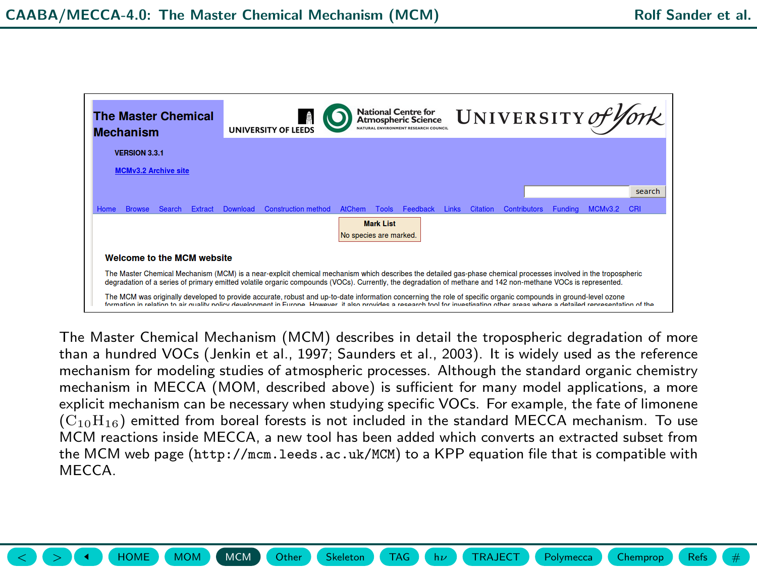The Master Chemical Mechanism (MCM) describes in detail the tropospheric degradation of more than a hundred VOCs (Jenkin et al., 1997; Saunders et al., 2003). It is widely used as the reference mechanism for modeling studies of atmospheric processes. Although the standard organic chemistry mechanism in MECCA (MOM, described above) is sufficient for many model applications, a more explicit mechanism can be necessary when studying specific VOCs. For example, the fate of limonene ($C_{10}H_{16}$) emitted from boreal forests is not included in the standard MECCA mechanism. To use MCM reactions inside MECCA, a new tool has been added which converts an extracted subset from the MCM web page (`http://mcm.leeds.ac.uk/MCM`) to a KPP equation file that is compatible with MECCA.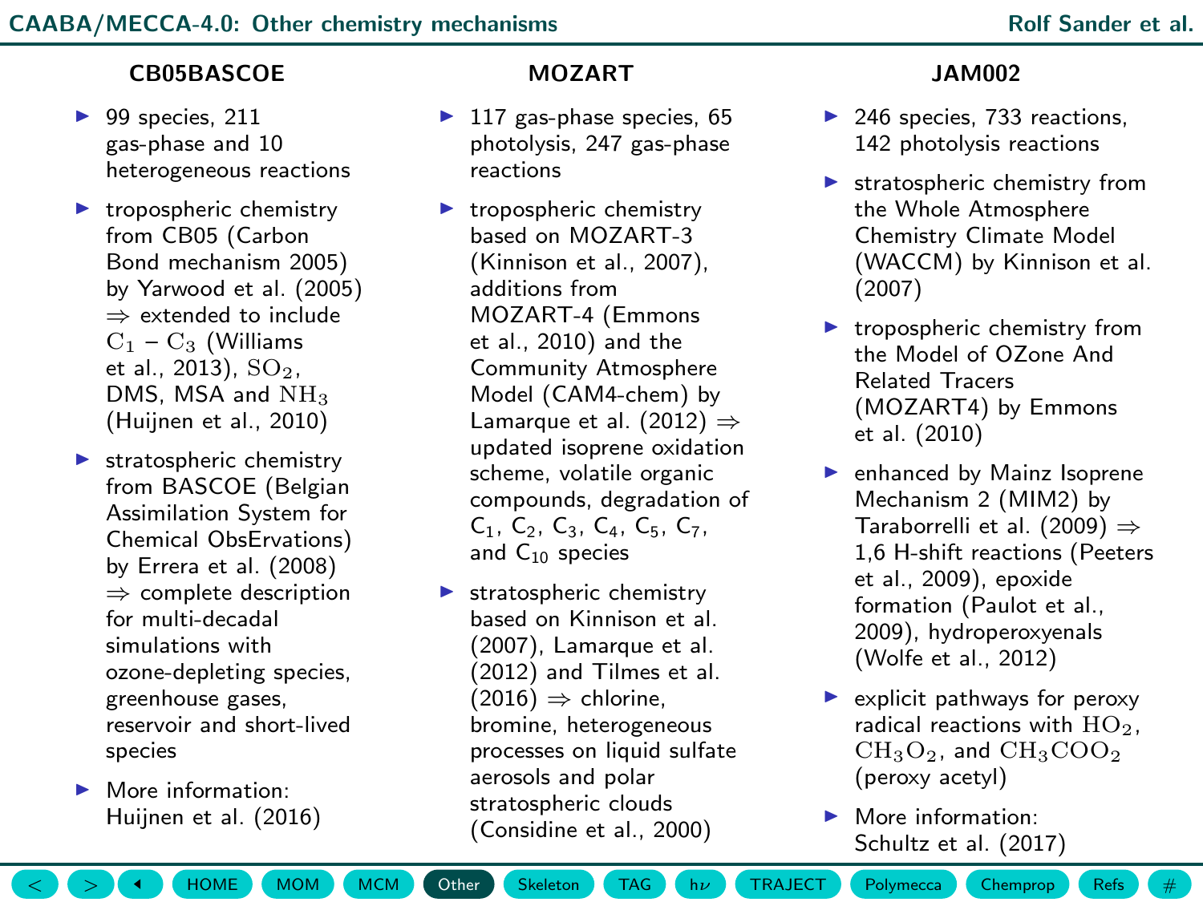## CB05BASCOE

- 99 species, 211 gas-phase and 10 heterogeneous reactions
- tropospheric chemistry from CB05 (Carbon Bond mechanism 2005) by Yarwood et al. (2005) ⇒ extended to include $C_1 - C_3$ (Williams et al., 2013), $SO_2$, DMS, MSA and $NH_3$ (Huijnen et al., 2010)
- stratospheric chemistry from BASCOE (Belgian Assimilation System for Chemical ObsErvations) by Errera et al. (2008) ⇒ complete description for multi-decadal simulations with ozone-depleting species, greenhouse gases, reservoir and short-lived species
- More information: Huijnen et al. (2016)

## MOZART

- 117 gas-phase species, 65 photolysis, 247 gas-phase reactions
- tropospheric chemistry based on MOZART-3 (Kinnison et al., 2007), additions from MOZART-4 (Emmons et al., 2010) and the Community Atmosphere Model (CAM4-chem) by Lamarque et al. (2012) ⇒ updated isoprene oxidation scheme, volatile organic compounds, degradation of $C_1$, $C_2$, $C_3$, $C_4$, $C_5$, $C_7$, and $C_{10}$ species
- stratospheric chemistry based on Kinnison et al. (2007), Lamarque et al. (2012) and Tilmes et al. (2016) ⇒ chlorine, bromine, heterogeneous processes on liquid sulfate aerosols and polar stratospheric clouds (Considine et al., 2000)

## JAM002

- 246 species, 733 reactions, 142 photolysis reactions
- stratospheric chemistry from the Whole Atmosphere Chemistry Climate Model (WACCM) by Kinnison et al. (2007)
- tropospheric chemistry from the Model of OZone And Related Tracers (MOZART4) by Emmons et al. (2010)
- enhanced by Mainz Isoprene Mechanism 2 (MIM2) by Taraborrelli et al. (2009) ⇒ 1,6 H-shift reactions (Peeters et al., 2009), epoxide formation (Paulot et al., 2009), hydroperoxyenals (Wolfe et al., 2012)
- explicit pathways for peroxy radical reactions with $HO_2$, $CH_3O_2$, and $CH_3COO_2$ (peroxy acetyl)
- More information: Schultz et al. (2017)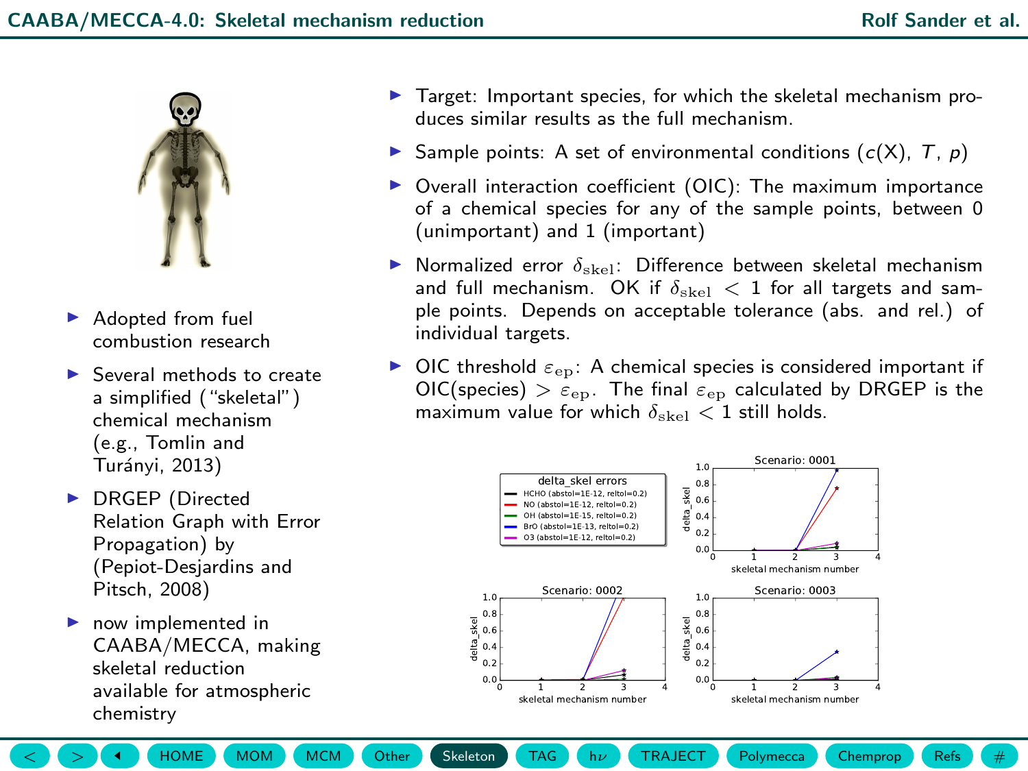## CAABA/MECCA-4.0: Skeletal mechanism reduction

- Adopted from fuel combustion research
- Several methods to create a simplified ("skeletal") chemical mechanism (e.g., Tomlin and Turányi, 2013)
- DRGEP (Directed Relation Graph with Error Propagation) by (Pepiot-Desjardins and Pitsch, 2008)
- now implemented in CAABA/MECCA, making skeletal reduction available for atmospheric chemistry

- Target: Important species, for which the skeletal mechanism produces similar results as the full mechanism.
- Sample points: A set of environmental conditions ($c(\mathrm{X})$, $T$, $p$)
- Overall interaction coefficient (OIC): The maximum importance of a chemical species for any of the sample points, between 0 (unimportant) and 1 (important)
- Normalized error $\delta_{\mathrm{skel}}$: Difference between skeletal mechanism and full mechanism. OK if $\delta_{\mathrm{skel}} < 1$ for all targets and sample points. Depends on acceptable tolerance (abs. and rel.) of individual targets.
- OIC threshold $\varepsilon_{\mathrm{ep}}$: A chemical species is considered important if OIC(species) $> \varepsilon_{\mathrm{ep}}$. The final $\varepsilon_{\mathrm{ep}}$ calculated by DRGEP is the maximum value for which $\delta_{\mathrm{skel}} < 1$ still holds.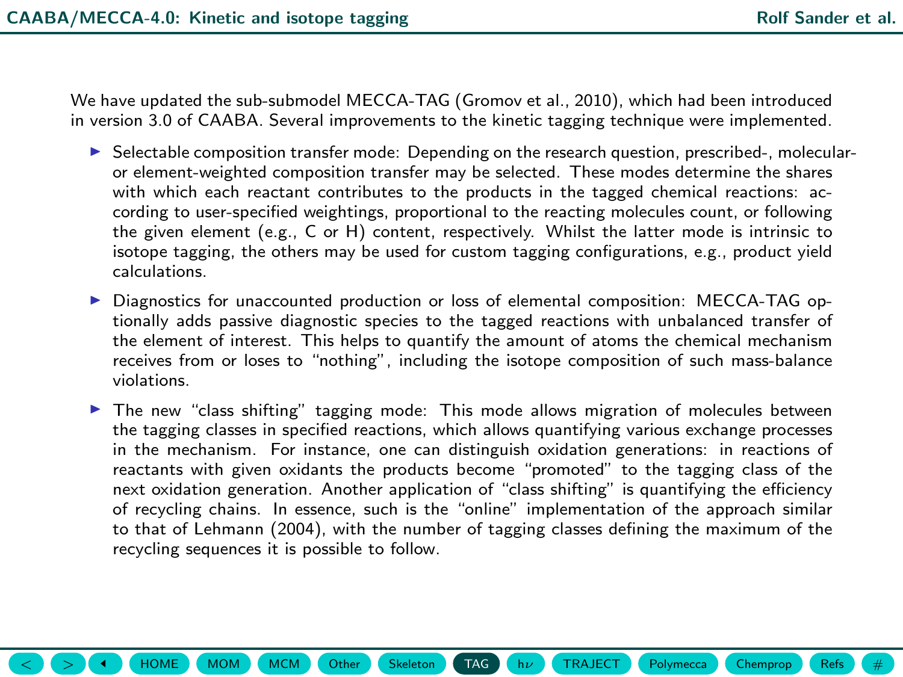We have updated the sub-submodel MECCA-TAG (Gromov et al., 2010), which had been introduced in version 3.0 of CAABA. Several improvements to the kinetic tagging technique were implemented.

- Selectable composition transfer mode: Depending on the research question, prescribed-, molecular- or element-weighted composition transfer may be selected. These modes determine the shares with which each reactant contributes to the products in the tagged chemical reactions: according to user-specified weightings, proportional to the reacting molecules count, or following the given element (e.g., C or H) content, respectively. Whilst the latter mode is intrinsic to isotope tagging, the others may be used for custom tagging configurations, e.g., product yield calculations.
- Diagnostics for unaccounted production or loss of elemental composition: MECCA-TAG optionally adds passive diagnostic species to the tagged reactions with unbalanced transfer of the element of interest. This helps to quantify the amount of atoms the chemical mechanism receives from or loses to "nothing", including the isotope composition of such mass-balance violations.
- The new "class shifting" tagging mode: This mode allows migration of molecules between the tagging classes in specified reactions, which allows quantifying various exchange processes in the mechanism. For instance, one can distinguish oxidation generations: in reactions of reactants with given oxidants the products become "promoted" to the tagging class of the next oxidation generation. Another application of "class shifting" is quantifying the efficiency of recycling chains. In essence, such is the "online" implementation of the approach similar to that of Lehmann (2004), with the number of tagging classes defining the maximum of the recycling sequences it is possible to follow.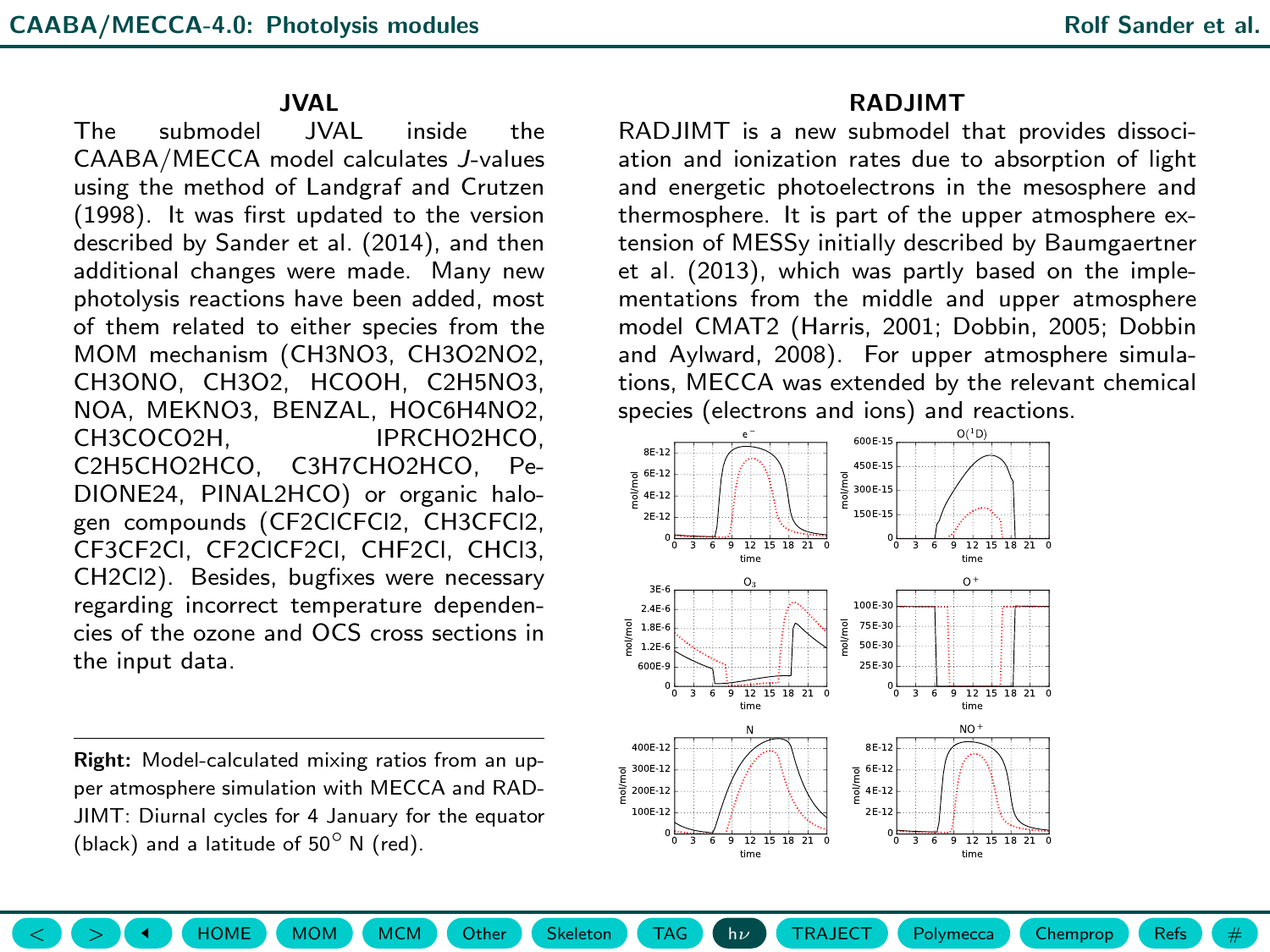## JVAL

The submodel JVAL inside the CAABA/MECCA model calculates *J*-values using the method of Landgraf and Crutzen (1998). It was first updated to the version described by Sander et al. (2014), and then additional changes were made. Many new photolysis reactions have been added, most of them related to either species from the MOM mechanism (CH3NO3, CH3O2NO2, CH3ONO, CH3O2, HCOOH, C2H5NO3, NOA, MEKNO3, BENZAL, HOC6H4NO2, CH3COCO2H, IPRCHO2HCO, C2H5CHO2HCO, C3H7CHO2HCO, PeDIONE24, PINAL2HCO) or organic halogen compounds (CF2ClCFCl2, CH3CFCl2, CF3CF2Cl, CF2ClCF2Cl, CHF2Cl, CHCl3, CH2Cl2). Besides, bugfixes were necessary regarding incorrect temperature dependencies of the ozone and OCS cross sections in the input data.

**Right:** Model-calculated mixing ratios from an upper atmosphere simulation with MECCA and RADJIMT: Diurnal cycles for 4 January for the equator (black) and a latitude of 50° N (red).

## RADJIMT

RADJIMT is a new submodel that provides dissociation and ionization rates due to absorption of light and energetic photoelectrons in the mesosphere and thermosphere. It is part of the upper atmosphere extension of MESSy initially described by Baumgaertner et al. (2013), which was partly based on the implementations from the middle and upper atmosphere model CMAT2 (Harris, 2001; Dobbin, 2005; Dobbin and Aylward, 2008). For upper atmosphere simulations, MECCA was extended by the relevant chemical species (electrons and ions) and reactions.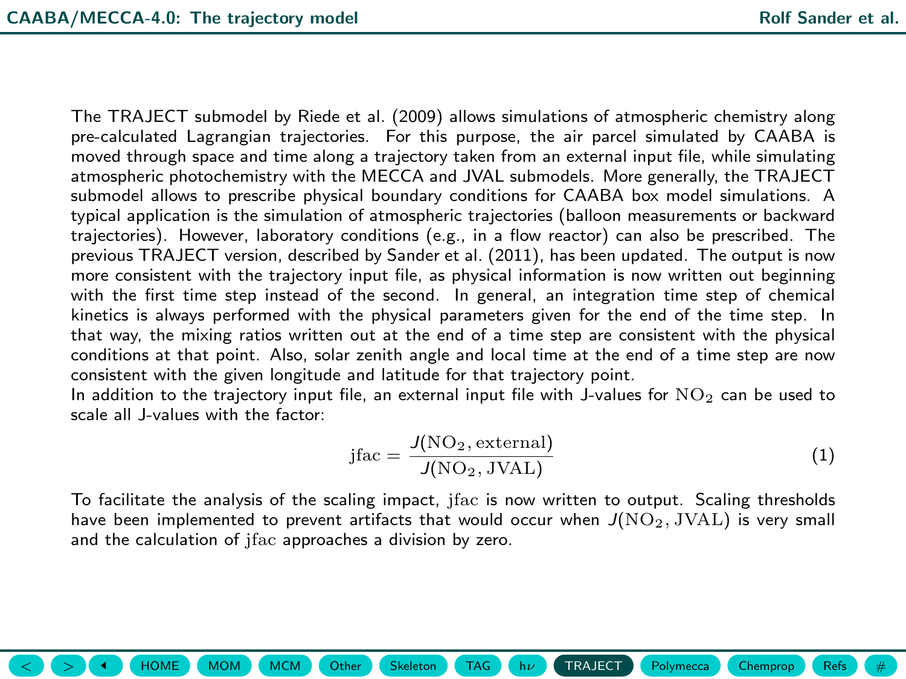The TRAJECT submodel by Riede et al. (2009) allows simulations of atmospheric chemistry along pre-calculated Lagrangian trajectories. For this purpose, the air parcel simulated by CAABA is moved through space and time along a trajectory taken from an external input file, while simulating atmospheric photochemistry with the MECCA and JVAL submodels. More generally, the TRAJECT submodel allows to prescribe physical boundary conditions for CAABA box model simulations. A typical application is the simulation of atmospheric trajectories (balloon measurements or backward trajectories). However, laboratory conditions (e.g., in a flow reactor) can also be prescribed. The previous TRAJECT version, described by Sander et al. (2011), has been updated. The output is now more consistent with the trajectory input file, as physical information is now written out beginning with the first time step instead of the second. In general, an integration time step of chemical kinetics is always performed with the physical parameters given for the end of the time step. In that way, the mixing ratios written out at the end of a time step are consistent with the physical conditions at that point. Also, solar zenith angle and local time at the end of a time step are now consistent with the given longitude and latitude for that trajectory point.

In addition to the trajectory input file, an external input file with J-values for $\mathrm{NO_2}$ can be used to scale all J-values with the factor:

$$\mathrm{jfac} = \frac{J(\mathrm{NO_2}, \mathrm{external})}{J(\mathrm{NO_2}, \mathrm{JVAL})} \tag{1}$$

To facilitate the analysis of the scaling impact, $\mathrm{jfac}$ is now written to output. Scaling thresholds have been implemented to prevent artifacts that would occur when $J(\mathrm{NO_2}, \mathrm{JVAL})$ is very small and the calculation of $\mathrm{jfac}$ approaches a division by zero.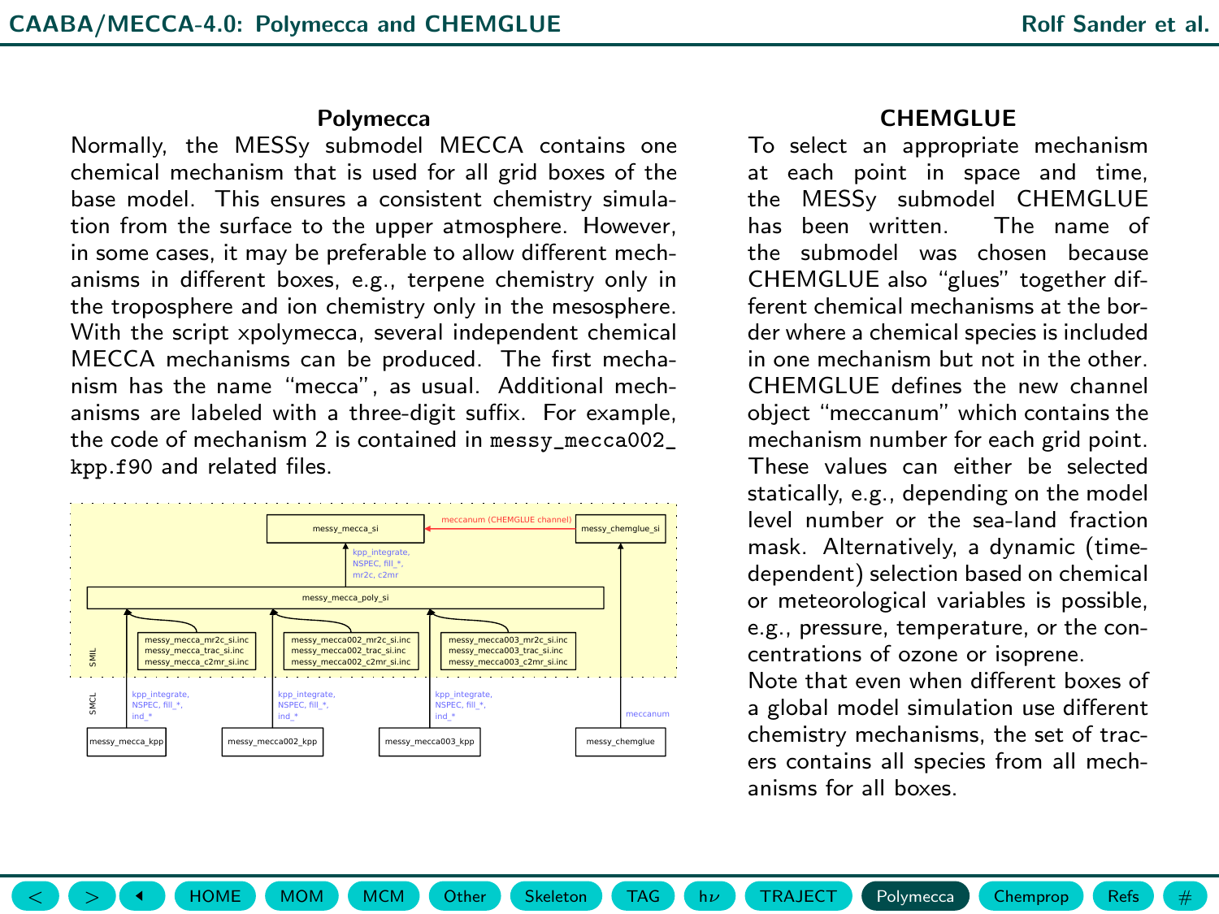## Polymecca

Normally, the MESSy submodel MECCA contains one chemical mechanism that is used for all grid boxes of the base model. This ensures a consistent chemistry simulation from the surface to the upper atmosphere. However, in some cases, it may be preferable to allow different mechanisms in different boxes, e.g., terpene chemistry only in the troposphere and ion chemistry only in the mesosphere. With the script xpolymecca, several independent chemical MECCA mechanisms can be produced. The first mechanism has the name "mecca", as usual. Additional mechanisms are labeled with a three-digit suffix. For example, the code of mechanism 2 is contained in `messy_mecca002_kpp.f90` and related files.

## CHEMGLUE

To select an appropriate mechanism at each point in space and time, the MESSy submodel CHEMGLUE has been written. The name of the submodel was chosen because CHEMGLUE also "glues" together different chemical mechanisms at the border where a chemical species is included in one mechanism but not in the other. CHEMGLUE defines the new channel object "meccanum" which contains the mechanism number for each grid point. These values can either be selected statically, e.g., depending on the model level number or the sea-land fraction mask. Alternatively, a dynamic (time-dependent) selection based on chemical or meteorological variables is possible, e.g., pressure, temperature, or the concentrations of ozone or isoprene.

Note that even when different boxes of a global model simulation use different chemistry mechanisms, the set of tracers contains all species from all mechanisms for all boxes.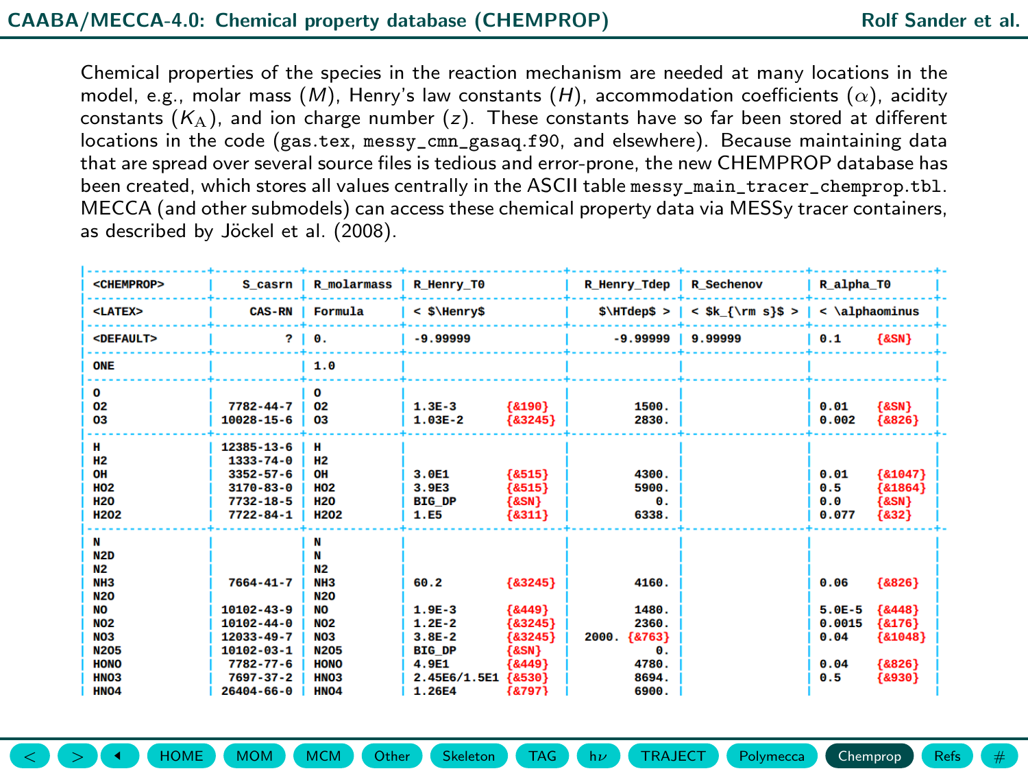Chemical properties of the species in the reaction mechanism are needed at many locations in the model, e.g., molar mass ($M$), Henry's law constants ($H$), accommodation coefficients ($\alpha$), acidity constants ($K_A$), and ion charge number ($z$). These constants have so far been stored at different locations in the code (`gas.tex`, `messy_cmn_gasaq.f90`, and elsewhere). Because maintaining data that are spread over several source files is tedious and error-prone, the new CHEMPROP database has been created, which stores all values centrally in the ASCII table `messy_main_tracer_chemprop.tbl`. MECCA (and other submodels) can access these chemical property data via MESSy tracer containers, as described by Jöckel et al. (2008).

```
|---------------+-----------+------------+-------------------------+---------------+-------------+--------------------|
| <CHEMPROP>    |   S_casrn | R_molarmass| R_Henry_T0              |  R_Henry_Tdep | R_Sechenov  | R_alpha_T0         |
|---------------+-----------+------------+-------------------------+---------------+-------------+--------------------|
| <LATEX>       |    CAS-RN | Formula    | < $\Henry$              |    $\HTdep$ > | < $k_{\rm s}$ > | < \alphaominus |
|---------------+-----------+------------+-------------------------+---------------+-------------+--------------------|
| <DEFAULT>     |         ? | 0.         | -9.99999                |      -9.99999 | 9.99999     | 0.1      {&SN}     |
|---------------+-----------+------------+-------------------------+---------------+-------------+--------------------|
| ONE           |           | 1.0        |                         |               |             |                    |
|---------------+-----------+------------+-------------------------+---------------+-------------+--------------------|
| O             |           | O          |                         |               |             |                    |
| O2            | 7782-44-7 | O2         | 1.3E-3           {&190} |         1500. |             | 0.01     {&SN}     |
| O3            | 10028-15-6| O3         | 1.03E-2         {&3245} |         2830. |             | 0.002    {&826}    |
|---------------+-----------+------------+-------------------------+---------------+-------------+--------------------|
| H             | 12385-13-6| H          |                         |               |             |                    |
| H2            | 1333-74-0 | H2         |                         |               |             |                    |
| OH            | 3352-57-6 | OH         | 3.0E1            {&515} |         4300. |             | 0.01     {&1047}   |
| HO2           | 3170-83-0 | HO2        | 3.9E3            {&515} |         5900. |             | 0.5      {&1864}   |
| H2O           | 7732-18-5 | H2O        | BIG_DP           {&SN}  |            0. |             | 0.0      {&SN}     |
| H2O2          | 7722-84-1 | H2O2       | 1.E5             {&311} |         6338. |             | 0.077    {&32}     |
|---------------+-----------+------------+-------------------------+---------------+-------------+--------------------|
| N             |           | N          |                         |               |             |                    |
| N2D           |           | N          |                         |               |             |                    |
| N2            |           | N2         |                         |               |             |                    |
| NH3           | 7664-41-7 | NH3        | 60.2            {&3245} |         4160. |             | 0.06     {&826}    |
| N2O           |           | N2O        |                         |               |             |                    |
| NO            | 10102-43-9| NO         | 1.9E-3           {&449} |         1480. |             | 5.0E-5   {&448}    |
| NO2           | 10102-44-0| NO2        | 1.2E-2          {&3245} |         2360. |             | 0.0015   {&176}    |
| NO3           | 12033-49-7| NO3        | 3.8E-2          {&3245} |   2000. {&763}|             | 0.04     {&1048}   |
| N2O5          | 10102-03-1| N2O5       | BIG_DP           {&SN}  |            0. |             |                    |
| HONO          | 7782-77-6 | HONO       | 4.9E1            {&449} |         4780. |             | 0.04     {&826}    |
| HNO3          | 7697-37-2 | HNO3       | 2.45E6/1.5E1     {&530} |         8694. |             | 0.5      {&930}    |
| HNO4          | 26404-66-0| HNO4       | 1.26E4           {&797} |         6900. |             |                    |
```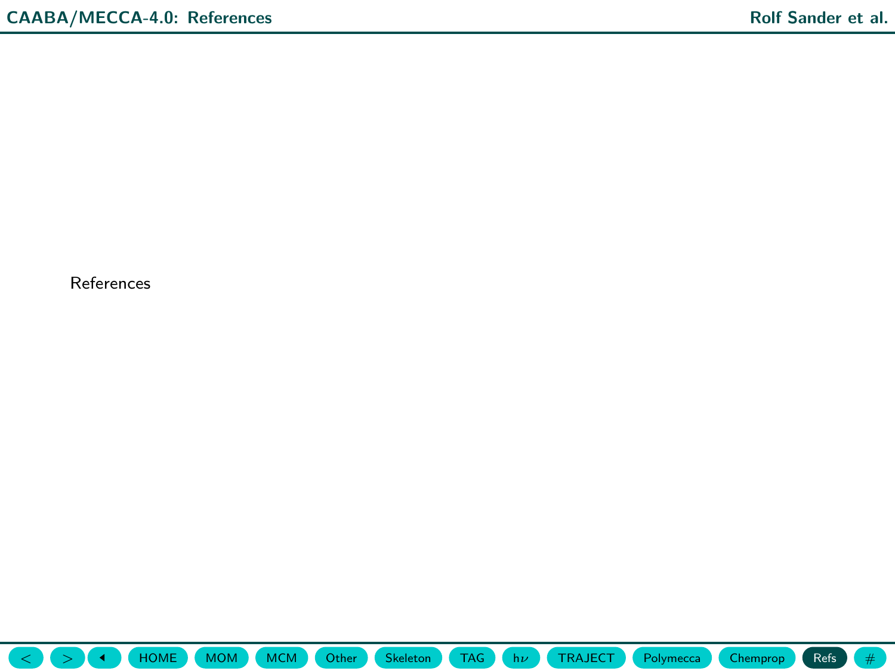References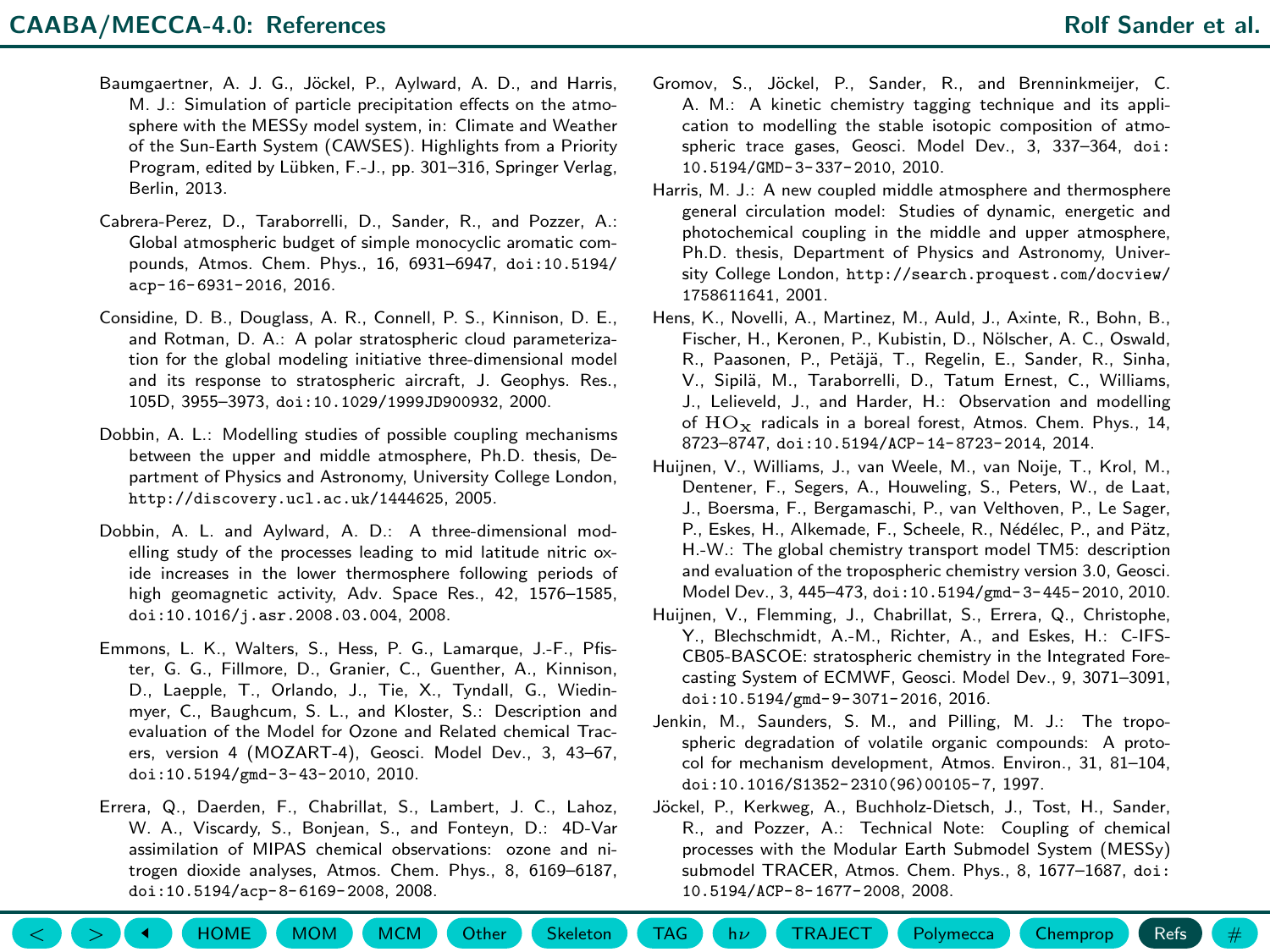Baumgaertner, A. J. G., Jöckel, P., Aylward, A. D., and Harris, M. J.: Simulation of particle precipitation effects on the atmosphere with the MESSy model system, in: Climate and Weather of the Sun-Earth System (CAWSES). Highlights from a Priority Program, edited by Lübken, F.-J., pp. 301–316, Springer Verlag, Berlin, 2013.

Cabrera-Perez, D., Taraborrelli, D., Sander, R., and Pozzer, A.: Global atmospheric budget of simple monocyclic aromatic compounds, Atmos. Chem. Phys., 16, 6931–6947, doi:10.5194/acp-16-6931-2016, 2016.

Considine, D. B., Douglass, A. R., Connell, P. S., Kinnison, D. E., and Rotman, D. A.: A polar stratospheric cloud parameterization for the global modeling initiative three-dimensional model and its response to stratospheric aircraft, J. Geophys. Res., 105D, 3955–3973, doi:10.1029/1999JD900932, 2000.

Dobbin, A. L.: Modelling studies of possible coupling mechanisms between the upper and middle atmosphere, Ph.D. thesis, Department of Physics and Astronomy, University College London, http://discovery.ucl.ac.uk/1444625, 2005.

Dobbin, A. L. and Aylward, A. D.: A three-dimensional modelling study of the processes leading to mid latitude nitric oxide increases in the lower thermosphere following periods of high geomagnetic activity, Adv. Space Res., 42, 1576–1585, doi:10.1016/j.asr.2008.03.004, 2008.

Emmons, L. K., Walters, S., Hess, P. G., Lamarque, J.-F., Pfister, G. G., Fillmore, D., Granier, C., Guenther, A., Kinnison, D., Laepple, T., Orlando, J., Tie, X., Tyndall, G., Wiedinmyer, C., Baughcum, S. L., and Kloster, S.: Description and evaluation of the Model for Ozone and Related chemical Tracers, version 4 (MOZART-4), Geosci. Model Dev., 3, 43–67, doi:10.5194/gmd-3-43-2010, 2010.

Errera, Q., Daerden, F., Chabrillat, S., Lambert, J. C., Lahoz, W. A., Viscardy, S., Bonjean, S., and Fonteyn, D.: 4D-Var assimilation of MIPAS chemical observations: ozone and nitrogen dioxide analyses, Atmos. Chem. Phys., 8, 6169–6187, doi:10.5194/acp-8-6169-2008, 2008.

Gromov, S., Jöckel, P., Sander, R., and Brenninkmeijer, C. A. M.: A kinetic chemistry tagging technique and its application to modelling the stable isotopic composition of atmospheric trace gases, Geosci. Model Dev., 3, 337–364, doi:10.5194/GMD-3-337-2010, 2010.

Harris, M. J.: A new coupled middle atmosphere and thermosphere general circulation model: Studies of dynamic, energetic and photochemical coupling in the middle and upper atmosphere, Ph.D. thesis, Department of Physics and Astronomy, University College London, http://search.proquest.com/docview/1758611641, 2001.

Hens, K., Novelli, A., Martinez, M., Auld, J., Axinte, R., Bohn, B., Fischer, H., Keronen, P., Kubistin, D., Nölscher, A. C., Oswald, R., Paasonen, P., Petäjä, T., Regelin, E., Sander, R., Sinha, V., Sipilä, M., Taraborrelli, D., Tatum Ernest, C., Williams, J., Lelieveld, J., and Harder, H.: Observation and modelling of $HO_x$ radicals in a boreal forest, Atmos. Chem. Phys., 14, 8723–8747, doi:10.5194/ACP-14-8723-2014, 2014.

Huijnen, V., Williams, J., van Weele, M., van Noije, T., Krol, M., Dentener, F., Segers, A., Houweling, S., Peters, W., de Laat, J., Boersma, F., Bergamaschi, P., van Velthoven, P., Le Sager, P., Eskes, H., Alkemade, F., Scheele, R., Nédélec, P., and Pätz, H.-W.: The global chemistry transport model TM5: description and evaluation of the tropospheric chemistry version 3.0, Geosci. Model Dev., 3, 445–473, doi:10.5194/gmd-3-445-2010, 2010.

Huijnen, V., Flemming, J., Chabrillat, S., Errera, Q., Christophe, Y., Blechschmidt, A.-M., Richter, A., and Eskes, H.: C-IFS-CB05-BASCOE: stratospheric chemistry in the Integrated Forecasting System of ECMWF, Geosci. Model Dev., 9, 3071–3091, doi:10.5194/gmd-9-3071-2016, 2016.

Jenkin, M., Saunders, S. M., and Pilling, M. J.: The tropospheric degradation of volatile organic compounds: A protocol for mechanism development, Atmos. Environ., 31, 81–104, doi:10.1016/S1352-2310(96)00105-7, 1997.

Jöckel, P., Kerkweg, A., Buchholz-Dietsch, J., Tost, H., Sander, R., and Pozzer, A.: Technical Note: Coupling of chemical processes with the Modular Earth Submodel System (MESSy) submodel TRACER, Atmos. Chem. Phys., 8, 1677–1687, doi:10.5194/ACP-8-1677-2008, 2008.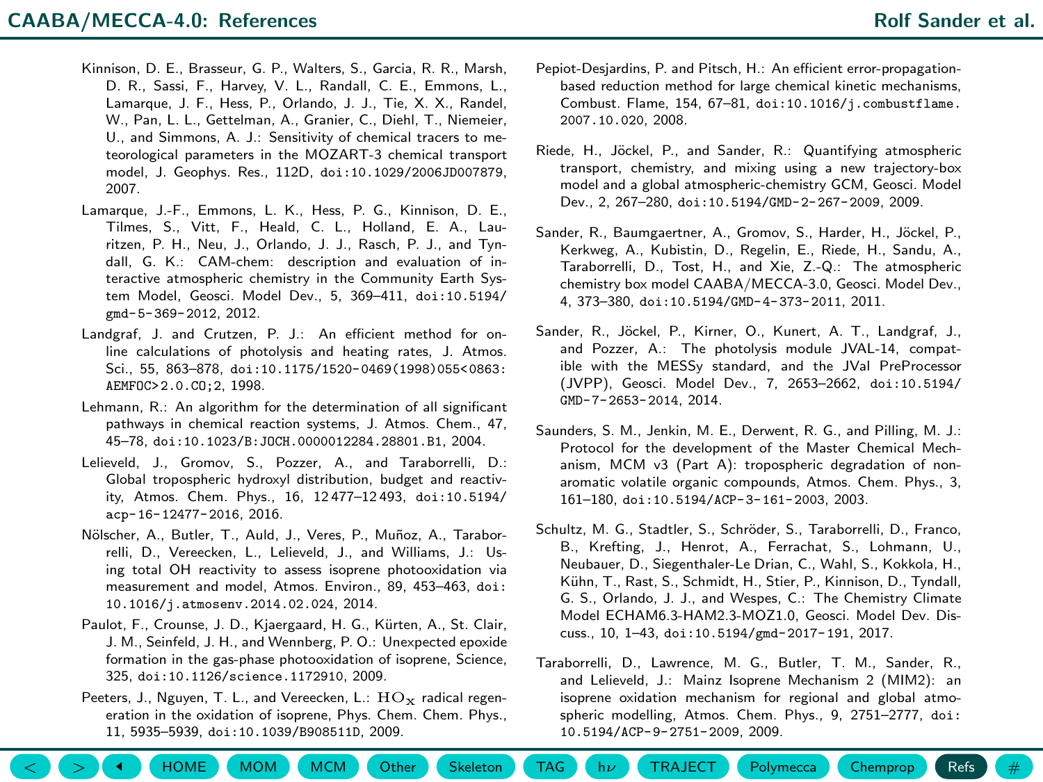Kinnison, D. E., Brasseur, G. P., Walters, S., Garcia, R. R., Marsh, D. R., Sassi, F., Harvey, V. L., Randall, C. E., Emmons, L., Lamarque, J. F., Hess, P., Orlando, J. J., Tie, X. X., Randel, W., Pan, L. L., Gettelman, A., Granier, C., Diehl, T., Niemeier, U., and Simmons, A. J.: Sensitivity of chemical tracers to meteorological parameters in the MOZART-3 chemical transport model, J. Geophys. Res., 112D, doi:10.1029/2006JD007879, 2007.

Lamarque, J.-F., Emmons, L. K., Hess, P. G., Kinnison, D. E., Tilmes, S., Vitt, F., Heald, C. L., Holland, E. A., Lauritzen, P. H., Neu, J., Orlando, J. J., Rasch, P. J., and Tyndall, G. K.: CAM-chem: description and evaluation of interactive atmospheric chemistry in the Community Earth System Model, Geosci. Model Dev., 5, 369–411, doi:10.5194/gmd-5-369-2012, 2012.

Landgraf, J. and Crutzen, P. J.: An efficient method for online calculations of photolysis and heating rates, J. Atmos. Sci., 55, 863–878, doi:10.1175/1520-0469(1998)055<0863:AEMFOC>2.0.CO;2, 1998.

Lehmann, R.: An algorithm for the determination of all significant pathways in chemical reaction systems, J. Atmos. Chem., 47, 45–78, doi:10.1023/B:JOCH.0000012284.28801.B1, 2004.

Lelieveld, J., Gromov, S., Pozzer, A., and Taraborrelli, D.: Global tropospheric hydroxyl distribution, budget and reactivity, Atmos. Chem. Phys., 16, 12 477–12 493, doi:10.5194/acp-16-12477-2016, 2016.

Nölscher, A., Butler, T., Auld, J., Veres, P., Muñoz, A., Taraborrelli, D., Vereecken, L., Lelieveld, J., and Williams, J.: Using total OH reactivity to assess isoprene photooxidation via measurement and model, Atmos. Environ., 89, 453–463, doi:10.1016/j.atmosenv.2014.02.024, 2014.

Paulot, F., Crounse, J. D., Kjaergaard, H. G., Kürten, A., St. Clair, J. M., Seinfeld, J. H., and Wennberg, P. O.: Unexpected epoxide formation in the gas-phase photooxidation of isoprene, Science, 325, doi:10.1126/science.1172910, 2009.

Peeters, J., Nguyen, T. L., and Vereecken, L.: $HO_x$ radical regeneration in the oxidation of isoprene, Phys. Chem. Chem. Phys., 11, 5935–5939, doi:10.1039/B908511D, 2009.

Pepiot-Desjardins, P. and Pitsch, H.: An efficient error-propagation-based reduction method for large chemical kinetic mechanisms, Combust. Flame, 154, 67–81, doi:10.1016/j.combustflame.2007.10.020, 2008.

Riede, H., Jöckel, P., and Sander, R.: Quantifying atmospheric transport, chemistry, and mixing using a new trajectory-box model and a global atmospheric-chemistry GCM, Geosci. Model Dev., 2, 267–280, doi:10.5194/GMD-2-267-2009, 2009.

Sander, R., Baumgaertner, A., Gromov, S., Harder, H., Jöckel, P., Kerkweg, A., Kubistin, D., Regelin, E., Riede, H., Sandu, A., Taraborrelli, D., Tost, H., and Xie, Z.-Q.: The atmospheric chemistry box model CAABA/MECCA-3.0, Geosci. Model Dev., 4, 373–380, doi:10.5194/GMD-4-373-2011, 2011.

Sander, R., Jöckel, P., Kirner, O., Kunert, A. T., Landgraf, J., and Pozzer, A.: The photolysis module JVAL-14, compatible with the MESSy standard, and the JVal PreProcessor (JVPP), Geosci. Model Dev., 7, 2653–2662, doi:10.5194/GMD-7-2653-2014, 2014.

Saunders, S. M., Jenkin, M. E., Derwent, R. G., and Pilling, M. J.: Protocol for the development of the Master Chemical Mechanism, MCM v3 (Part A): tropospheric degradation of non-aromatic volatile organic compounds, Atmos. Chem. Phys., 3, 161–180, doi:10.5194/ACP-3-161-2003, 2003.

Schultz, M. G., Stadtler, S., Schröder, S., Taraborrelli, D., Franco, B., Krefting, J., Henrot, A., Ferrachat, S., Lohmann, U., Neubauer, D., Siegenthaler-Le Drian, C., Wahl, S., Kokkola, H., Kühn, T., Rast, S., Schmidt, H., Stier, P., Kinnison, D., Tyndall, G. S., Orlando, J. J., and Wespes, C.: The Chemistry Climate Model ECHAM6.3-HAM2.3-MOZ1.0, Geosci. Model Dev. Discuss., 10, 1–43, doi:10.5194/gmd-2017-191, 2017.

Taraborrelli, D., Lawrence, M. G., Butler, T. M., Sander, R., and Lelieveld, J.: Mainz Isoprene Mechanism 2 (MIM2): an isoprene oxidation mechanism for regional and global atmospheric modelling, Atmos. Chem. Phys., 9, 2751–2777, doi:10.5194/ACP-9-2751-2009, 2009.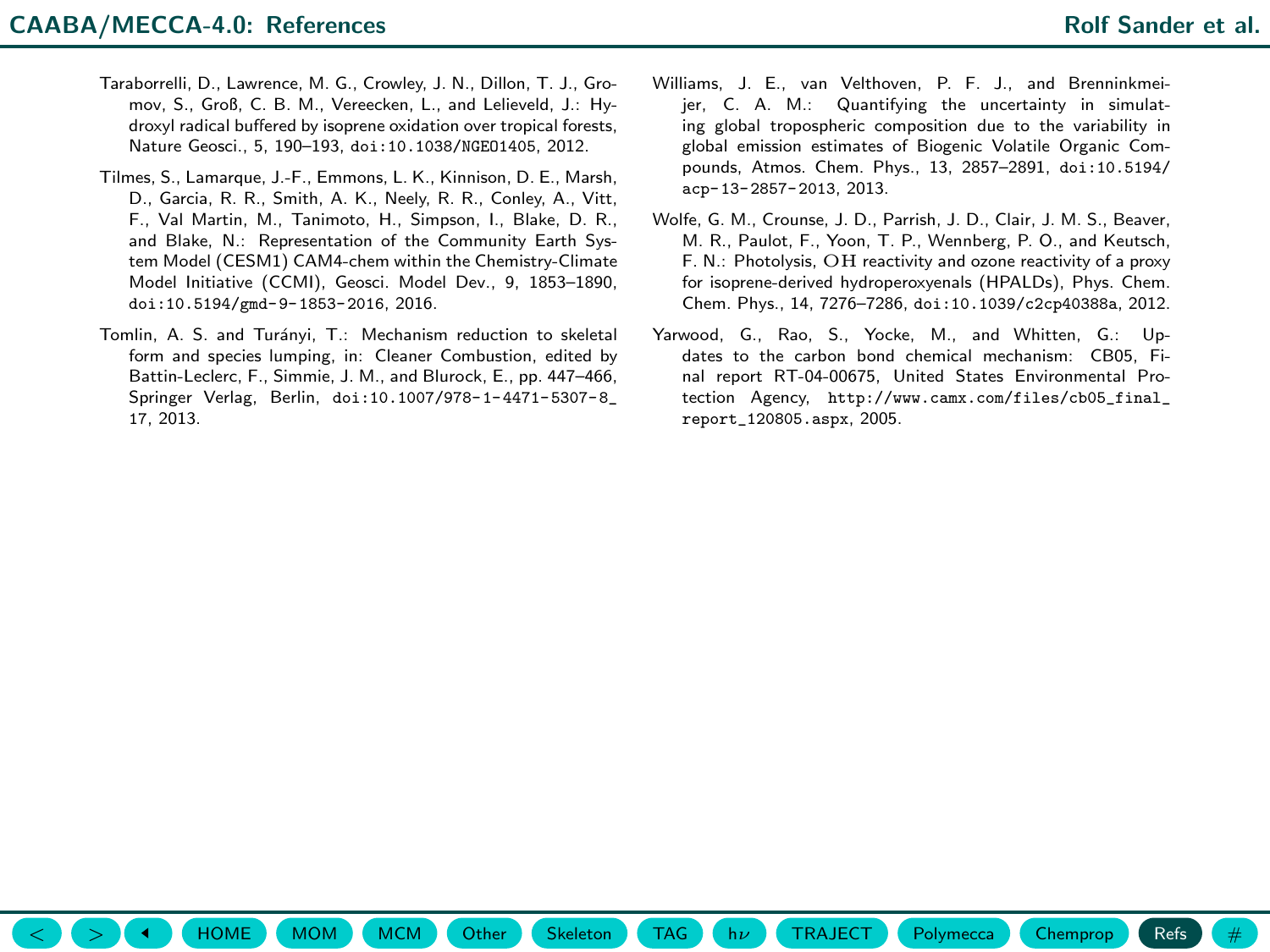Taraborrelli, D., Lawrence, M. G., Crowley, J. N., Dillon, T. J., Gromov, S., Groß, C. B. M., Vereecken, L., and Lelieveld, J.: Hydroxyl radical buffered by isoprene oxidation over tropical forests, Nature Geosci., 5, 190–193, doi:10.1038/NGEO1405, 2012.

Tilmes, S., Lamarque, J.-F., Emmons, L. K., Kinnison, D. E., Marsh, D., Garcia, R. R., Smith, A. K., Neely, R. R., Conley, A., Vitt, F., Val Martin, M., Tanimoto, H., Simpson, I., Blake, D. R., and Blake, N.: Representation of the Community Earth System Model (CESM1) CAM4-chem within the Chemistry-Climate Model Initiative (CCMI), Geosci. Model Dev., 9, 1853–1890, doi:10.5194/gmd-9-1853-2016, 2016.

Tomlin, A. S. and Turányi, T.: Mechanism reduction to skeletal form and species lumping, in: Cleaner Combustion, edited by Battin-Leclerc, F., Simmie, J. M., and Blurock, E., pp. 447–466, Springer Verlag, Berlin, doi:10.1007/978-1-4471-5307-8_17, 2013.

Williams, J. E., van Velthoven, P. F. J., and Brenninkmeijer, C. A. M.: Quantifying the uncertainty in simulating global tropospheric composition due to the variability in global emission estimates of Biogenic Volatile Organic Compounds, Atmos. Chem. Phys., 13, 2857–2891, doi:10.5194/acp-13-2857-2013, 2013.

Wolfe, G. M., Crounse, J. D., Parrish, J. D., Clair, J. M. S., Beaver, M. R., Paulot, F., Yoon, T. P., Wennberg, P. O., and Keutsch, F. N.: Photolysis, $OH$ reactivity and ozone reactivity of a proxy for isoprene-derived hydroperoxyenals (HPALDs), Phys. Chem. Chem. Phys., 14, 7276–7286, doi:10.1039/c2cp40388a, 2012.

Yarwood, G., Rao, S., Yocke, M., and Whitten, G.: Updates to the carbon bond chemical mechanism: CB05, Final report RT-04-00675, United States Environmental Protection Agency, http://www.camx.com/files/cb05_final_report_120805.aspx, 2005.